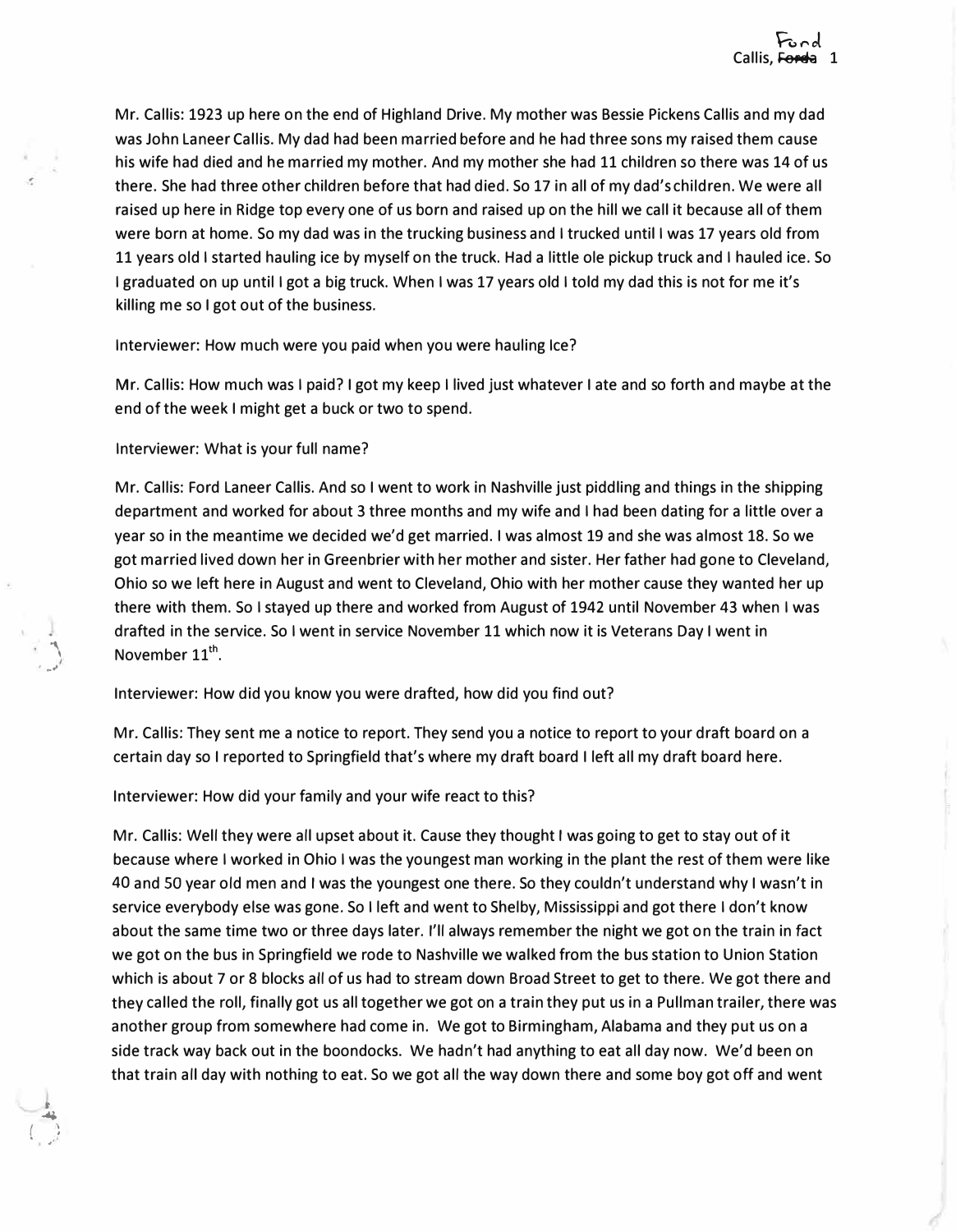Mr. Callis: 1923 up here on the end of Highland Drive. My mother was Bessie Pickens Callis and my dad was John Laneer Callis. My dad had been married before and he had three sons my raised them cause his wife had died and he married my mother. And my mother she had 11 children so there was 14 of us there. She had three other children before that had died. So 17 in all of my dad's children. We were all raised up here in Ridge top every one of us born and raised up on the hill we call it because all of them were born at home. So my dad was in the trucking business and I trucked until I was 17 years old from 11 years old I started hauling ice by myself on the truck. Had a little ole pickup truck and I hauled ice. So I graduated on up until I got a big truck. When I was 17 years old I told my dad this is not for me it's killing me so I got out of the business.

Interviewer: How much were you paid when you were hauling Ice?

Mr. Callis: How much was I paid? I got my keep I lived just whatever I ate and so forth and maybe at the end of the week I might get a buck or two to spend.

Interviewer: What is your full name?

Mr. Callis: Ford Laneer Callis. And so I went to work in Nashville just piddling and things in the shipping department and worked for about 3 three months and my wife and I had been dating for a little over a year so in the meantime we decided we'd get married. I was almost 19 and she was almost 18. So we got married lived down her in Greenbrier with her mother and sister. Her father had gone to Cleveland, Ohio so we left here in August and went to Cleveland, Ohio with her mother cause they wanted her up there with them. So I stayed up there and worked from August of 1942 until November 43 when I was drafted in the service. So I went in service November 11 which now it is Veterans Day I went in November 11th.

Interviewer: How did you know you were drafted, how did you find out?

Mr. Callis: They sent me a notice to report. They send you a notice to report to your draft board on a certain day so I reported to Springfield that's where my draft board I left all my draft board here.

Interviewer: How did your family and your wife react to this?

Mr. Callis: Well they were all upset about it. Cause they thought I was going to get to stay out of it because where I worked in Ohio I was the youngest man working in the plant the rest of them were like 40 and 50 year old men and I was the youngest one there. So they couldn't understand why I wasn't in service everybody else was gone. So I left and went to Shelby, Mississippi and got there I don't know about the same time two or three days later. I'll always remember the night we got on the train in fact we got on the bus in Springfield we rode to Nashville we walked from the bus station to Union Station which is about 7 or 8 blocks all of us had to stream down Broad Street to get to there. We got there and they called the roll, finally got us all together we got on a train they put us in a Pullman trailer, there was another group from somewhere had come in. We got to Birmingham, Alabama and they put us on a side track way back out in the boondocks. We hadn't had anything to eat all day now. We'd been on that train all day with nothing to eat. So we got all the way down there and some boy got off and went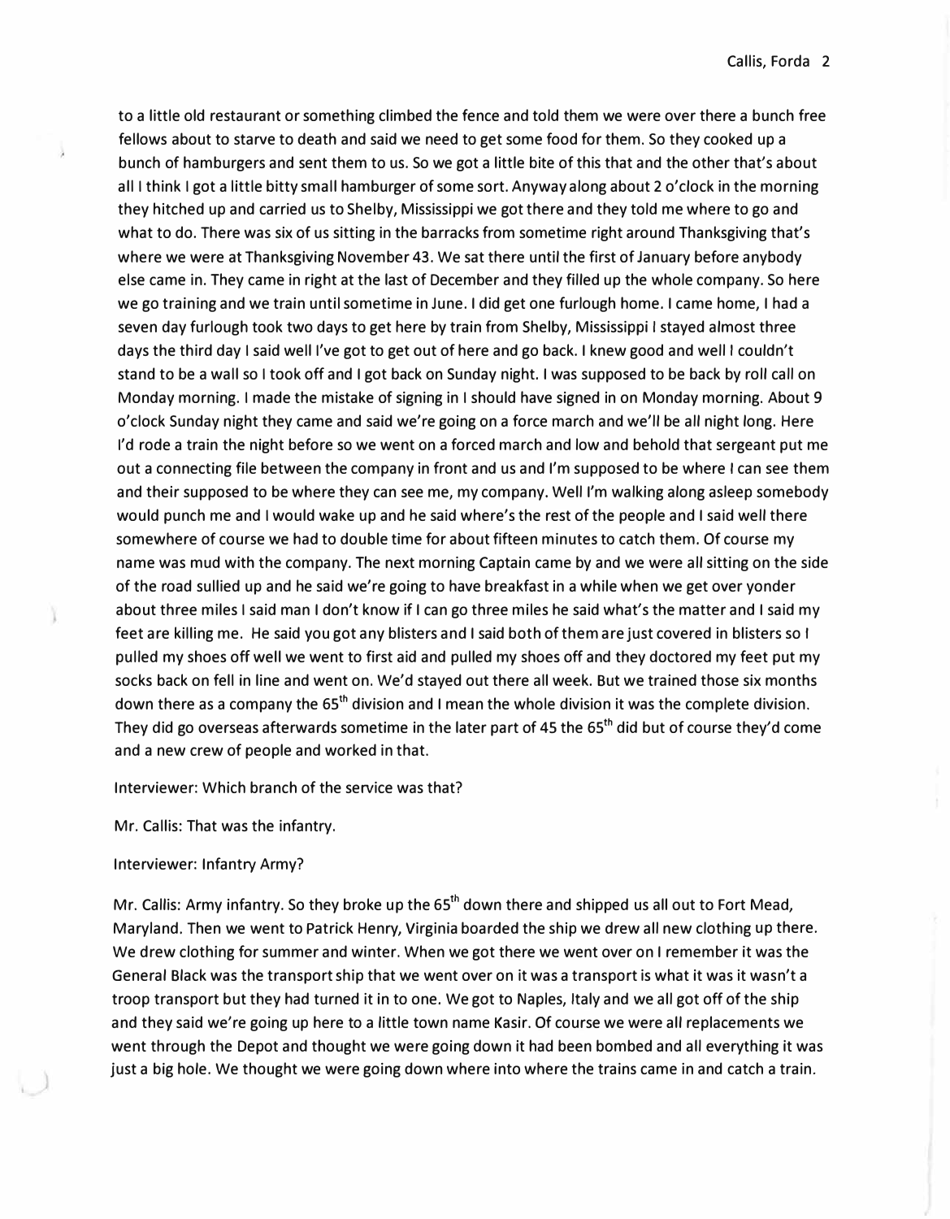to a little old restaurant or something climbed the fence and told them we were over there a bunch free fellows about to starve to death and said we need to get some food for them. So they cooked up a bunch of hamburgers and sent them to us. So we got a little bite of this that and the other that's about all I think I got a little bitty small hamburger of some sort. Anyway along about 2 o'clock in the morning they hitched up and carried us to Shelby, Mississippi we got there and they told me where to go and what to do. There was six of us sitting in the barracks from sometime right around Thanksgiving that's where we were at Thanksgiving November 43. We sat there until the first of January before anybody else came in. They came in right at the last of December and they filled up the whole company. So here we go training and we train until sometime in June. I did get one furlough home. I came home, I had a seven day furlough took two days to get here by train from Shelby, Mississippi I stayed almost three days the third day I said well I've got to get out of here and go back. I knew good and well I couldn't stand to be a wall so I took off and I got back on Sunday night. I was supposed to be back by roll call on Monday morning. I made the mistake of signing in I should have signed in on Monday morning. About 9 o'clock Sunday night they came and said we're going on a force march and we'll be all night long. Here I'd rode a train the night before so we went on a forced march and low and behold that sergeant put me out a connecting file between the company in front and us and I'm supposed to be where I can see them and their supposed to be where they can see me, my company. Well I'm walking along asleep somebody would punch me and I would wake up and he said where's the rest of the people and I said well there somewhere of course we had to double time for about fifteen minutes to catch them. Of course my name was mud with the company. The next morning Captain came by and we were all sitting on the side of the road sullied up and he said we're going to have breakfast in a while when we get over yonder about three miles I said man I don't know if I can go three miles he said what's the matter and I said my feet are killing me. He said you got any blisters and I said both of them are just covered in blisters so I pulled my shoes off well we went to first aid and pulled my shoes off and they doctored my feet put my socks back on fell in line and went on. We'd stayed out there all week. But we trained those six months down there as a company the 65th division and I mean the whole division it was the complete division. They did go overseas afterwards sometime in the later part of 45 the 65th did but of course they'd come and a new crew of people and worked in that.

Interviewer: Which branch of the service was that?

Mr. Callis: That was the infantry.

Interviewer: Infantry Army?

Mr. Callis: Army infantry. So they broke up the 65th down there and shipped us all out to Fort Mead, Maryland. Then we went to Patrick Henry, Virginia boarded the ship we drew all new clothing up there. We drew clothing for summer and winter. When we got there we went over on I remember it was the General Black was the transport ship that we went over on it was a transport is what it was it wasn't a troop transport but they had turned it in to one. We got to Naples, Italy and we all got off of the ship and they said we're going up here to a little town name Kasir. Of course we were all replacements we went through the Depot and thought we were going down it had been bombed and all everything it was just a big hole. We thought we were going down where into where the trains came in and catch a train.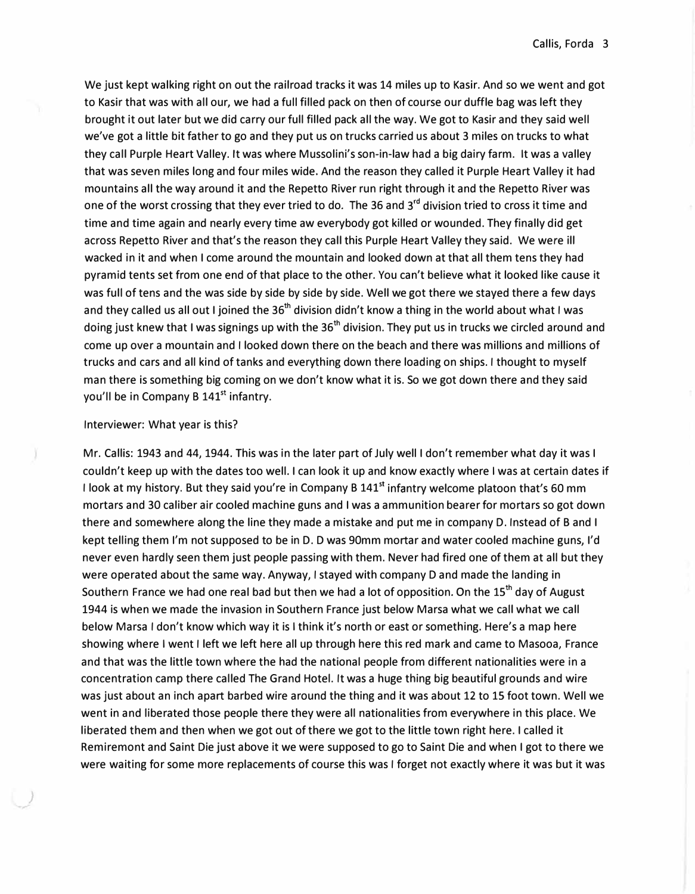We just kept walking right on out the railroad tracks it was 14 miles up to Kasir. And so we went and got to Kasir that was with all our, we had a full filled pack on then of course our duffle bag was left they brought it out later but we did carry our full filled pack all the way. We got to Kasir and they said well we've got a little bit father to go and they put us on trucks carried us about 3 miles on trucks to what they call Purple Heart Valley. It was where Mussolini's son-in-law had a big dairy farm. It was a valley that was seven miles long and four miles wide. And the reason they called it Purple Heart Valley it had mountains all the way around it and the Repetto River run right through it and the Repetto River was one of the worst crossing that they ever tried to do. The 36 and 3rd division tried to cross it time and time and time again and nearly every time aw everybody got killed or wounded. They finally did get across Repetto River and that's the reason they call this Purple Heart Valley they said. We were ill wacked in it and when I come around the mountain and looked down at that all them tens they had pyramid tents set from one end of that place to the other. You can't believe what it looked like cause it was full of tens and the was side by side by side by side. Well we got there we stayed there a few days and they called us all out I joined the 36th division didn't know a thing in the world about what I was doing just knew that I was signings up with the 36th division. They put us in trucks we circled around and come up over a mountain and I looked down there on the beach and there was millions and millions of trucks and cars and all kind of tanks and everything down there loading on ships. I thought to myself man there is something big coming on we don't know what it is. So we got down there and they said you'll be in Company B 141st infantry.

Interviewer: What year is this?

Mr. Callis: 1943 and 44, 1944. This was in the later part of July well I don't remember what day it was I couldn't keep up with the dates too well. I can look it up and know exactly where I was at certain dates if I look at my history. But they said you're in Company B 141st infantry welcome platoon that's 60 mm mortars and 30 caliber air cooled machine guns and I was a ammunition bearer for mortars so got down there and somewhere along the line they made a mistake and put me in company D. Instead of B and I kept telling them I'm not supposed to be in D. D was 90mm mortar and water cooled machine guns, I'd never even hardly seen them just people passing with them. Never had fired one of them at all but they were operated about the same way. Anyway, I stayed with company D and made the landing in Southern France we had one real bad but then we had a lot of opposition. On the 15th day of August 1944 is when we made the invasion in Southern France just below Marsa what we call what we call below Marsa I don't know which way it is I think it's north or east or something. Here's a map here showing where I went I left we left here all up through here this red mark and came to Masooa, France and that was the little town where the had the national people from different nationalities were in a concentration camp there called The Grand Hotel. It was a huge thing big beautiful grounds and wire was just about an inch apart barbed wire around the thing and it was about 12 to 15 foot town. Well we went in and liberated those people there they were all nationalities from everywhere in this place. We liberated them and then when we got out of there we got to the little town right here. I called it Remiremont and Saint Die just above it we were supposed to go to Saint Die and when I got to there we were waiting for some more replacements of course this was I forget not exactly where it was but it was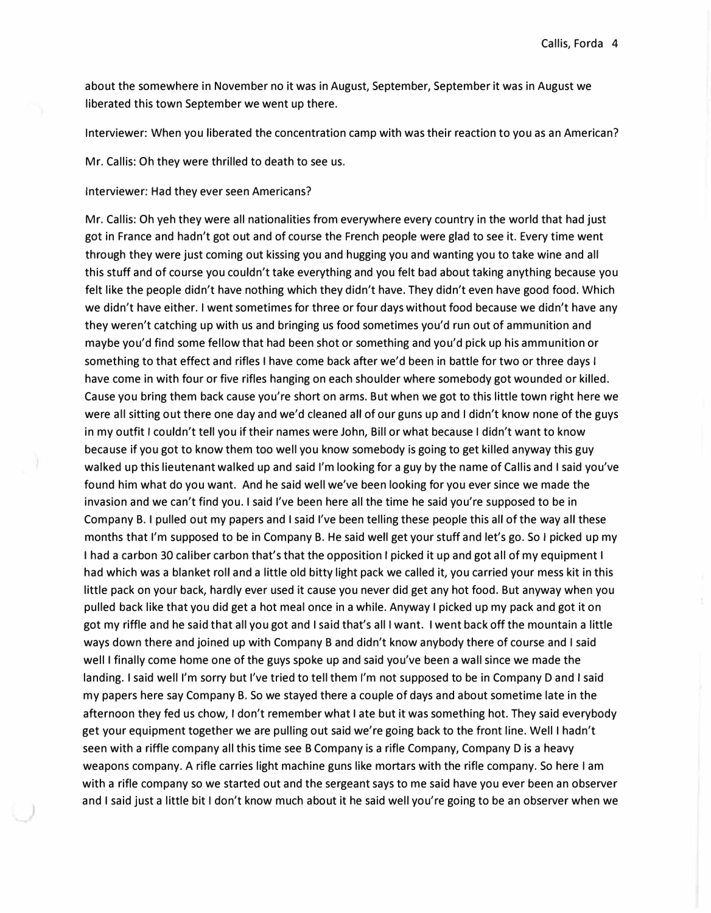about the somewhere in November no it was in August, September, September it was in August we liberated this town September we went up there.

Interviewer: When you liberated the concentration camp with was their reaction to you as an American?

Mr. Callis: Oh they were thrilled to death to see us.

Interviewer: Had they ever seen Americans?

Mr. Callis: Oh yeh they were all nationalities from everywhere every country in the world that had just got in France and hadn't got out and of course the French people were glad to see it. Every time went through they were just coming out kissing you and hugging you and wanting you to take wine and all this stuff and of course you couldn't take everything and you felt bad about taking anything because you felt like the people didn't have nothing which they didn't have. They didn't even have good food. Which we didn't have either. I went sometimes for three or four days without food because we didn't have any they weren't catching up with us and bringing us food sometimes you'd run out of ammunition and maybe you'd find some fellow that had been shot or something and you'd pick up his ammunition or something to that effect and rifles I have come back after we'd been in battle for two or three days I have come in with four or five rifles hanging on each shoulder where somebody got wounded or killed. Cause you bring them back cause you're short on arms. But when we got to this little town right here we were all sitting out there one day and we'd cleaned all of our guns up and I didn't know none of the guys in my outfit I couldn't tell you if their names were John, Bill or what because I didn't want to know because if you got to know them too well you know somebody is going to get killed anyway this guy walked up this lieutenant walked up and said I'm looking for a guy by the name of Callis and I said you've found him what do you want. And he said well we've been looking for you ever since we made the invasion and we can't find you. I said I've been here all the time he said you're supposed to be in Company B. I pulled out my papers and I said I've been telling these people this all of the way all these months that I'm supposed to be in Company B. He said well get your stuff and let's go. So I picked up my I had a carbon 30 caliber carbon that's that the opposition I picked it up and got all of my equipment I had which was a blanket roll and a little old bitty light pack we called it, you carried your mess kit in this little pack on your back, hardly ever used it cause you never did get any hot food. But anyway when you pulled back like that you did get a hot meal once in a while. Anyway I picked up my pack and got it on got my riffle and he said that all you got and I said that's all I want. I went back off the mountain a little ways down there and joined up with Company B and didn't know anybody there of course and I said well I finally come home one of the guys spoke up and said you've been a wall since we made the landing. I said well I'm sorry but I've tried to tell them I'm not supposed to be in Company D and I said my papers here say Company B. So we stayed there a couple of days and about sometime late in the afternoon they fed us chow, I don't remember what I ate but it was something hot. They said everybody get your equipment together we are pulling out said we're going back to the front line. Well I hadn't seen with a riffle company all this time see B Company is a rifle Company, Company D is a heavy weapons company. A rifle carries light machine guns like mortars with the rifle company. So here I am with a rifle company so we started out and the sergeant says to me said have you ever been an observer and I said just a little bit I don't know much about it he said well you're going to be an observer when we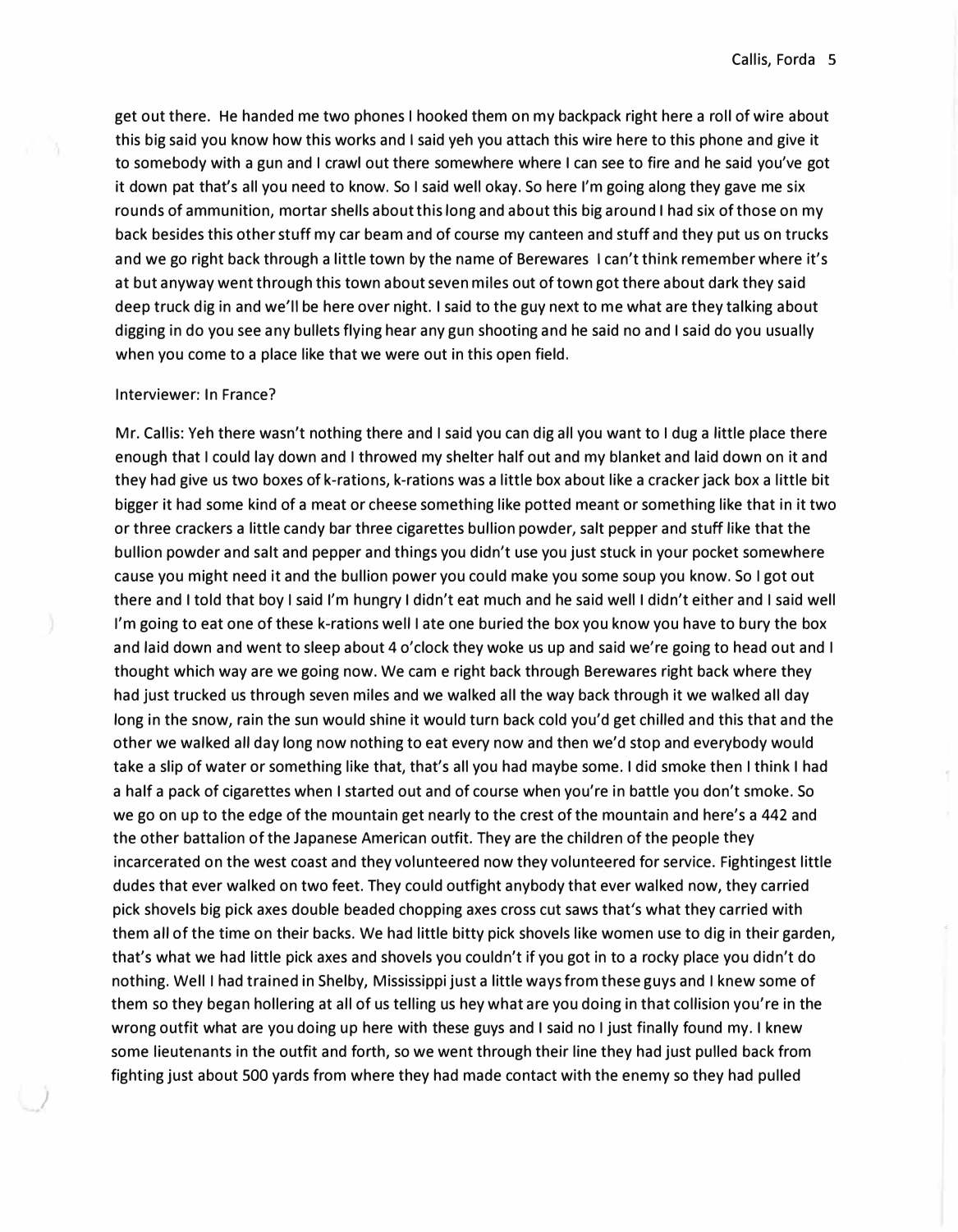get out there. He handed me two phones I hooked them on my backpack right here a roll of wire about this big said you know how this works and I said yeh you attach this wire here to this phone and give it to somebody with a gun and I crawl out there somewhere where I can see to fire and he said you've got it down pat that's all you need to know. So I said well okay. So here I'm going along they gave me six rounds of ammunition, mortar shells about this long and about this big around I had six of those on my back besides this other stuff my car beam and of course my canteen and stuff and they put us on trucks and we go right back through a little town by the name of Berewares I can't think remember where it's at but anyway went through this town about seven miles out of town got there about dark they said deep truck dig in and we'll be here over night. I said to the guy next to me what are they talking about digging in do you see any bullets flying hear any gun shooting and he said no and I said do you usually when you come to a place like that we were out in this open field.

Interviewer: In France?

Mr. Callis: Yeh there wasn't nothing there and I said you can dig all you want to I dug a little place there enough that I could lay down and I throwed my shelter half out and my blanket and laid down on it and they had give us two boxes of k-rations, k-rations was a little box about like a cracker jack box a little bit bigger it had some kind of a meat or cheese something like potted meant or something like that in it two or three crackers a little candy bar three cigarettes bullion powder, salt pepper and stuff like that the bullion powder and salt and pepper and things you didn't use you just stuck in your pocket somewhere cause you might need it and the bullion power you could make you some soup you know. So I got out there and I told that boy I said I'm hungry I didn't eat much and he said well I didn't either and I said well I'm going to eat one of these k-rations well I ate one buried the box you know you have to bury the box and laid down and went to sleep about 4 o'clock they woke us up and said we're going to head out and I thought which way are we going now. We cam e right back through Berewares right back where they had just trucked us through seven miles and we walked all the way back through it we walked all day long in the snow, rain the sun would shine it would turn back cold you'd get chilled and this that and the other we walked all day long now nothing to eat every now and then we'd stop and everybody would take a slip of water or something like that, that's all you had maybe some. I did smoke then I think I had a half a pack of cigarettes when I started out and of course when you're in battle you don't smoke. So we go on up to the edge of the mountain get nearly to the crest of the mountain and here's a 442 and the other battalion of the Japanese American outfit. They are the children of the people they incarcerated on the west coast and they volunteered now they volunteered for service. Fightingest little dudes that ever walked on two feet. They could outfight anybody that ever walked now, they carried pick shovels big pick axes double beaded chopping axes cross cut saws that's what they carried with them all of the time on their backs. We had little bitty pick shovels like women use to dig in their garden, that's what we had little pick axes and shovels you couldn't if you got in to a rocky place you didn't do nothing. Well I had trained in Shelby, Mississippi just a little ways from these guys and I knew some of them so they began hollering at all of us telling us hey what are you doing in that collision you're in the wrong outfit what are you doing up here with these guys and I said no I just finally found my. I knew some lieutenants in the outfit and forth, so we went through their line they had just pulled back from fighting just about 500 yards from where they had made contact with the enemy so they had pulled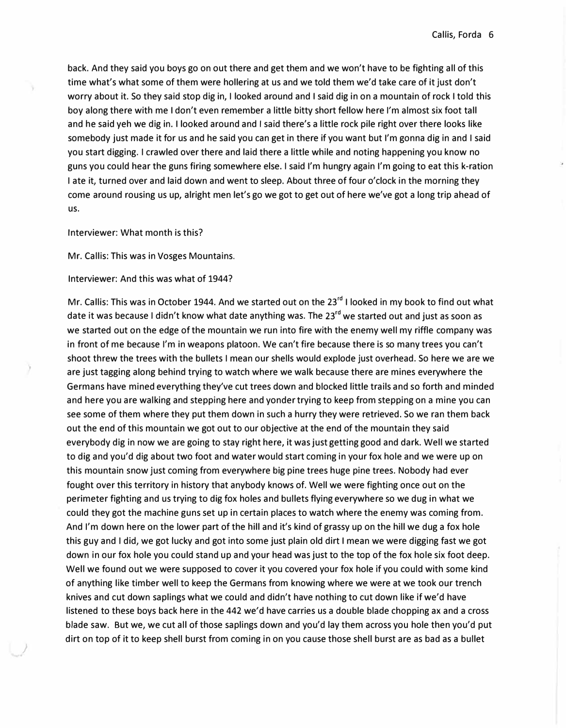back. And they said you boys go on out there and get them and we won't have to be fighting all of this time what's what some of them were hollering at us and we told them we'd take care of it just don't worry about it. So they said stop dig in, I looked around and I said dig in on a mountain of rock I told this boy along there with me I don't even remember a little bitty short fellow here I'm almost six foot tall and he said yeh we dig in. I looked around and I said there's a little rock pile right over there looks like somebody just made it for us and he said you can get in there if you want but I'm gonna dig in and I said you start digging. I crawled over there and laid there a little while and noting happening you know no guns you could hear the guns firing somewhere else. I said I'm hungry again I'm going to eat this k-ration I ate it, turned over and laid down and went to sleep. About three of four o'clock in the morning they come around rousing us up, alright men let's go we got to get out of here we've got a long trip ahead of us.

Interviewer: What month is this?

Mr. Callis: This was in Vosges Mountains.

Interviewer: And this was what of 1944?

Mr. Callis: This was in October 1944. And we started out on the 23rd I looked in my book to find out what date it was because I didn't know what date anything was. The 23rd we started out and just as soon as we started out on the edge of the mountain we run into fire with the enemy well my riffle company was in front of me because I'm in weapons platoon. We can't fire because there is so many trees you can't shoot threw the trees with the bullets I mean our shells would explode just overhead. So here we are we are just tagging along behind trying to watch where we walk because there are mines everywhere the Germans have mined everything they've cut trees down and blocked little trails and so forth and minded and here you are walking and stepping here and yonder trying to keep from stepping on a mine you can see some of them where they put them down in such a hurry they were retrieved. So we ran them back out the end of this mountain we got out to our objective at the end of the mountain they said everybody dig in now we are going to stay right here, it was just getting good and dark. Well we started to dig and you'd dig about two foot and water would start coming in your fox hole and we were up on this mountain snow just coming from everywhere big pine trees huge pine trees. Nobody had ever fought over this territory in history that anybody knows of. Well we were fighting once out on the perimeter fighting and us trying to dig fox holes and bullets flying everywhere so we dug in what we could they got the machine guns set up in certain places to watch where the enemy was coming from. And I'm down here on the lower part of the hill and it's kind of grassy up on the hill we dug a fox hole this guy and I did, we got lucky and got into some just plain old dirt I mean we were digging fast we got down in our fox hole you could stand up and your head was just to the top of the fox hole six foot deep. Well we found out we were supposed to cover it you covered your fox hole if you could with some kind of anything like timber well to keep the Germans from knowing where we were at we took our trench knives and cut down saplings what we could and didn't have nothing to cut down like if we'd have listened to these boys back here in the 442 we'd have carries us a double blade chopping ax and a cross blade saw. But we, we cut all of those saplings down and you'd lay them across you hole then you'd put dirt on top of it to keep shell burst from coming in on you cause those shell burst are as bad as a bullet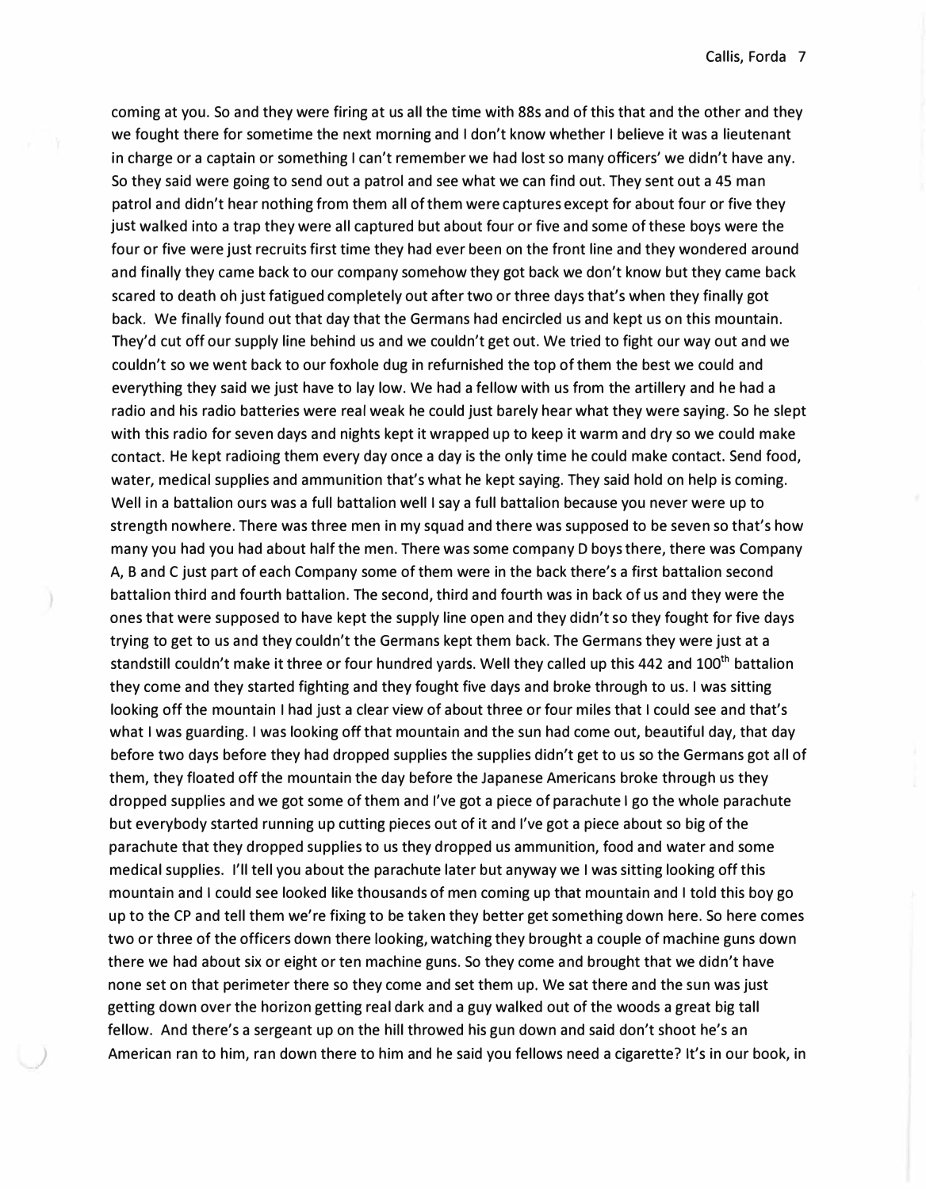coming at you. So and they were firing at us all the time with 88s and of this that and the other and they we fought there for sometime the next morning and I don't know whether I believe it was a lieutenant in charge or a captain or something I can't remember we had lost so many officers' we didn't have any. So they said were going to send out a patrol and see what we can find out. They sent out a 45 man patrol and didn't hear nothing from them all of them were captures except for about four or five they just walked into a trap they were all captured but about four or five and some of these boys were the four or five were just recruits first time they had ever been on the front line and they wondered around and finally they came back to our company somehow they got back we don't know but they came back scared to death oh just fatigued completely out after two or three days that's when they finally got back. We finally found out that day that the Germans had encircled us and kept us on this mountain. They'd cut off our supply line behind us and we couldn't get out. We tried to fight our way out and we couldn't so we went back to our foxhole dug in refurnished the top of them the best we could and everything they said we just have to lay low. We had a fellow with us from the artillery and he had a radio and his radio batteries were real weak he could just barely hear what they were saying. So he slept with this radio for seven days and nights kept it wrapped up to keep it warm and dry so we could make contact. He kept radioing them every day once a day is the only time he could make contact. Send food, water, medical supplies and ammunition that's what he kept saying. They said hold on help is coming. Well in a battalion ours was a full battalion well I say a full battalion because you never were up to strength nowhere. There was three men in my squad and there was supposed to be seven so that's how many you had you had about half the men. There was some company D boys there, there was Company A, B and C just part of each Company some of them were in the back there's a first battalion second battalion third and fourth battalion. The second, third and fourth was in back of us and they were the ones that were supposed to have kept the supply line open and they didn't so they fought for five days trying to get to us and they couldn't the Germans kept them back. The Germans they were just at a standstill couldn't make it three or four hundred yards. Well they called up this 442 and 100th battalion they come and they started fighting and they fought five days and broke through to us. I was sitting looking off the mountain I had just a clear view of about three or four miles that I could see and that's what I was guarding. I was looking off that mountain and the sun had come out, beautiful day, that day before two days before they had dropped supplies the supplies didn't get to us so the Germans got all of them, they floated off the mountain the day before the Japanese Americans broke through us they dropped supplies and we got some of them and I've got a piece of parachute I go the whole parachute but everybody started running up cutting pieces out of it and I've got a piece about so big of the parachute that they dropped supplies to us they dropped us ammunition, food and water and some medical supplies. I'll tell you about the parachute later but anyway we I was sitting looking off this mountain and I could see looked like thousands of men coming up that mountain and I told this boy go up to the CP and tell them we're fixing to be taken they better get something down here. So here comes two or three of the officers down there looking, watching they brought a couple of machine guns down there we had about six or eight or ten machine guns. So they come and brought that we didn't have none set on that perimeter there so they come and set them up. We sat there and the sun was just getting down over the horizon getting real dark and a guy walked out of the woods a great big tall fellow. And there's a sergeant up on the hill throwed his gun down and said don't shoot he's an American ran to him, ran down there to him and he said you fellows need a cigarette? It's in our book, in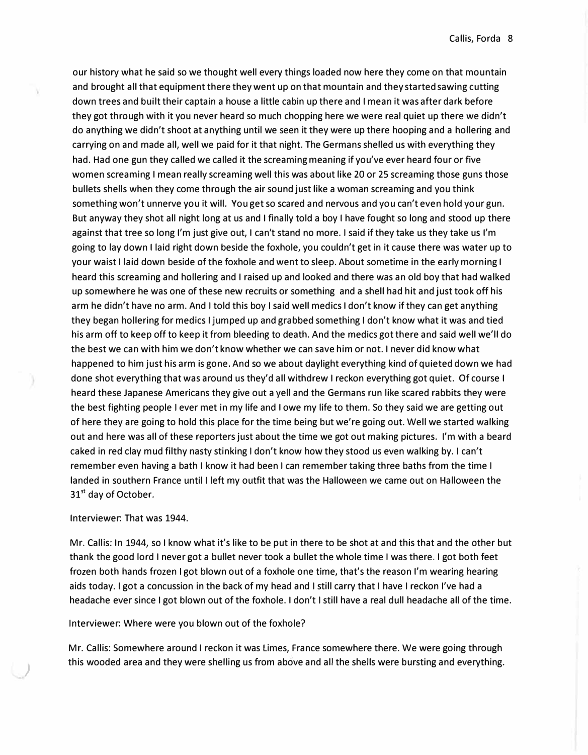our history what he said so we thought well every things loaded now here they come on that mountain and brought all that equipment there they went up on that mountain and they started sawing cutting down trees and built their captain a house a little cabin up there and I mean it was after dark before they got through with it you never heard so much chopping here we were real quiet up there we didn't do anything we didn't shoot at anything until we seen it they were up there hooping and a hollering and carrying on and made all, well we paid for it that night. The Germans shelled us with everything they had. Had one gun they called we called it the screaming meaning if you've ever heard four or five women screaming I mean really screaming well this was about like 20 or 25 screaming those guns those bullets shells when they come through the air sound just like a woman screaming and you think something won't unnerve you it will. You get so scared and nervous and you can't even hold your gun. But anyway they shot all night long at us and I finally told a boy I have fought so long and stood up there against that tree so long I'm just give out, I can't stand no more. I said if they take us they take us I'm going to lay down I laid right down beside the foxhole, you couldn't get in it cause there was water up to your waist I laid down beside of the foxhole and went to sleep. About sometime in the early morning I heard this screaming and hollering and I raised up and looked and there was an old boy that had walked up somewhere he was one of these new recruits or something and a shell had hit and just took off his arm he didn't have no arm. And I told this boy I said well medics I don't know if they can get anything they began hollering for medics I jumped up and grabbed something I don't know what it was and tied his arm off to keep off to keep it from bleeding to death. And the medics got there and said well we'll do the best we can with him we don't know whether we can save him or not. I never did know what happened to him just his arm is gone. And so we about daylight everything kind of quieted down we had done shot everything that was around us they'd all withdrew I reckon everything got quiet. Of course I heard these Japanese Americans they give out a yell and the Germans run like scared rabbits they were the best fighting people I ever met in my life and I owe my life to them. So they said we are getting out of here they are going to hold this place for the time being but we're going out. Well we started walking out and here was all of these reporters just about the time we got out making pictures. I'm with a beard caked in red clay mud filthy nasty stinking I don't know how they stood us even walking by. I can't remember even having a bath I know it had been I can remember taking three baths from the time I landed in southern France until I left my outfit that was the Halloween we came out on Halloween the 31st day of October.

Interviewer: That was 1944.

Mr. Callis: In 1944, so I know what it's like to be put in there to be shot at and this that and the other but thank the good lord I never got a bullet never took a bullet the whole time I was there. I got both feet frozen both hands frozen I got blown out of a foxhole one time, that's the reason I'm wearing hearing aids today. I got a concussion in the back of my head and I still carry that I have I reckon I've had a headache ever since I got blown out of the foxhole. I don't I still have a real dull headache all of the time.

Interviewer: Where were you blown out of the foxhole?

Mr. Callis: Somewhere around I reckon it was Limes, France somewhere there. We were going through this wooded area and they were shelling us from above and all the shells were bursting and everything.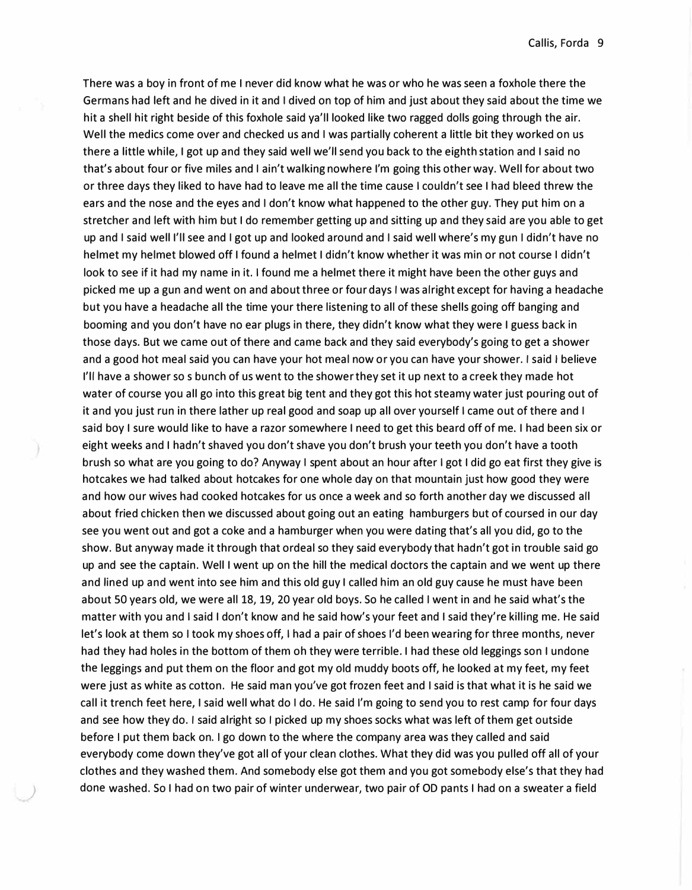There was a boy in front of me I never did know what he was or who he was seen a foxhole there the Germans had left and he dived in it and I dived on top of him and just about they said about the time we hit a shell hit right beside of this foxhole said ya'll looked like two ragged dolls going through the air. Well the medics come over and checked us and I was partially coherent a little bit they worked on us there a little while, I got up and they said well we'll send you back to the eighth station and I said no that's about four or five miles and I ain't walking nowhere I'm going this other way. Well for about two or three days they liked to have had to leave me all the time cause I couldn't see I had bleed threw the ears and the nose and the eyes and I don't know what happened to the other guy. They put him on a stretcher and left with him but I do remember getting up and sitting up and they said are you able to get up and I said well I'll see and I got up and looked around and I said well where's my gun I didn't have no helmet my helmet blowed off I found a helmet I didn't know whether it was min or not course I didn't look to see if it had my name in it. I found me a helmet there it might have been the other guys and picked me up a gun and went on and about three or four days I was alright except for having a headache but you have a headache all the time your there listening to all of these shells going off banging and booming and you don't have no ear plugs in there, they didn't know what they were I guess back in those days. But we came out of there and came back and they said everybody's going to get a shower and a good hot meal said you can have your hot meal now or you can have your shower. I said I believe I'll have a shower so s bunch of us went to the shower they set it up next to a creek they made hot water of course you all go into this great big tent and they got this hot steamy water just pouring out of it and you just run in there lather up real good and soap up all over yourself I came out of there and I said boy I sure would like to have a razor somewhere I need to get this beard off of me. I had been six or eight weeks and I hadn't shaved you don't shave you don't brush your teeth you don't have a tooth brush so what are you going to do? Anyway I spent about an hour after I got I did go eat first they give is hotcakes we had talked about hotcakes for one whole day on that mountain just how good they were and how our wives had cooked hotcakes for us once a week and so forth another day we discussed all about fried chicken then we discussed about going out an eating hamburgers but of coursed in our day see you went out and got a coke and a hamburger when you were dating that's all you did, go to the show. But anyway made it through that ordeal so they said everybody that hadn't got in trouble said go up and see the captain. Well I went up on the hill the medical doctors the captain and we went up there and lined up and went into see him and this old guy I called him an old guy cause he must have been about 50 years old, we were all 18, 19, 20 year old boys. So he called I went in and he said what's the matter with you and I said I don't know and he said how's your feet and I said they're killing me. He said let's look at them so I took my shoes off, I had a pair of shoes I'd been wearing for three months, never had they had holes in the bottom of them oh they were terrible. I had these old leggings son I undone the leggings and put them on the floor and got my old muddy boots off, he looked at my feet, my feet were just as white as cotton. He said man you've got frozen feet and I said is that what it is he said we call it trench feet here, I said well what do I do. He said I'm going to send you to rest camp for four days and see how they do. I said alright so I picked up my shoes socks what was left of them get outside before I put them back on. I go down to the where the company area was they called and said everybody come down they've got all of your clean clothes. What they did was you pulled off all of your clothes and they washed them. And somebody else got them and you got somebody else's that they had done washed. So I had on two pair of winter underwear, two pair of OD pants I had on a sweater a field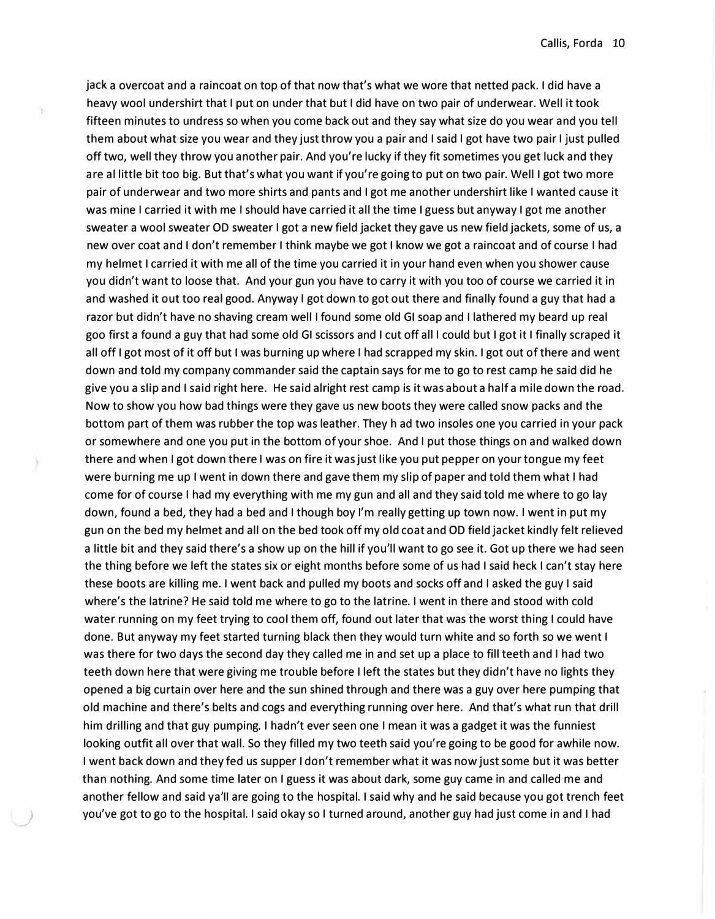jack a overcoat and a raincoat on top of that now that's what we wore that netted pack. I did have a heavy wool undershirt that I put on under that but I did have on two pair of underwear. Well it took fifteen minutes to undress so when you come back out and they say what size do you wear and you tell them about what size you wear and they just throw you a pair and I said I got have two pair I just pulled off two, well they throw you another pair. And you're lucky if they fit sometimes you get luck and they are al little bit too big. But that's what you want if you're going to put on two pair. Well I got two more pair of underwear and two more shirts and pants and I got me another undershirt like I wanted cause it was mine I carried it with me I should have carried it all the time I guess but anyway I got me another sweater a wool sweater OD sweater I got a new field jacket they gave us new field jackets, some of us, a new over coat and I don't remember I think maybe we got I know we got a raincoat and of course I had my helmet I carried it with me all of the time you carried it in your hand even when you shower cause you didn't want to loose that. And your gun you have to carry it with you too of course we carried it in and washed it out too real good. Anyway I got down to got out there and finally found a guy that had a razor but didn't have no shaving cream well I found some old GI soap and I lathered my beard up real goo first a found a guy that had some old GI scissors and I cut off all I could but I got it I finally scraped it all off I got most of it off but I was burning up where I had scrapped my skin. I got out of there and went down and told my company commander said the captain says for me to go to rest camp he said did he give you a slip and I said right here. He said alright rest camp is it was about a half a mile down the road. Now to show you how bad things were they gave us new boots they were called snow packs and the bottom part of them was rubber the top was leather. They h ad two insoles one you carried in your pack or somewhere and one you put in the bottom of your shoe. And I put those things on and walked down there and when I got down there I was on fire it was just like you put pepper on your tongue my feet were burning me up I went in down there and gave them my slip of paper and told them what I had come for of course I had my everything with me my gun and all and they said told me where to go lay down, found a bed, they had a bed and I though boy I'm really getting up town now. I went in put my gun on the bed my helmet and all on the bed took off my old coat and OD field jacket kindly felt relieved a little bit and they said there's a show up on the hill if you'll want to go see it. Got up there we had seen the thing before we left the states six or eight months before some of us had I said heck I can't stay here these boots are killing me. I went back and pulled my boots and socks off and I asked the guy I said where's the latrine? He said told me where to go to the latrine. I went in there and stood with cold water running on my feet trying to cool them off, found out later that was the worst thing I could have done. But anyway my feet started turning black then they would turn white and so forth so we went I was there for two days the second day they called me in and set up a place to fill teeth and I had two teeth down here that were giving me trouble before I left the states but they didn't have no lights they opened a big curtain over here and the sun shined through and there was a guy over here pumping that old machine and there's belts and cogs and everything running over here. And that's what run that drill him drilling and that guy pumping. I hadn't ever seen one I mean it was a gadget it was the funniest looking outfit all over that wall. So they filled my two teeth said you're going to be good for awhile now. I went back down and they fed us supper I don't remember what it was now just some but it was better than nothing. And some time later on I guess it was about dark, some guy came in and called me and another fellow and said ya'll are going to the hospital. I said why and he said because you got trench feet you've got to go to the hospital. I said okay so I turned around, another guy had just come in and I had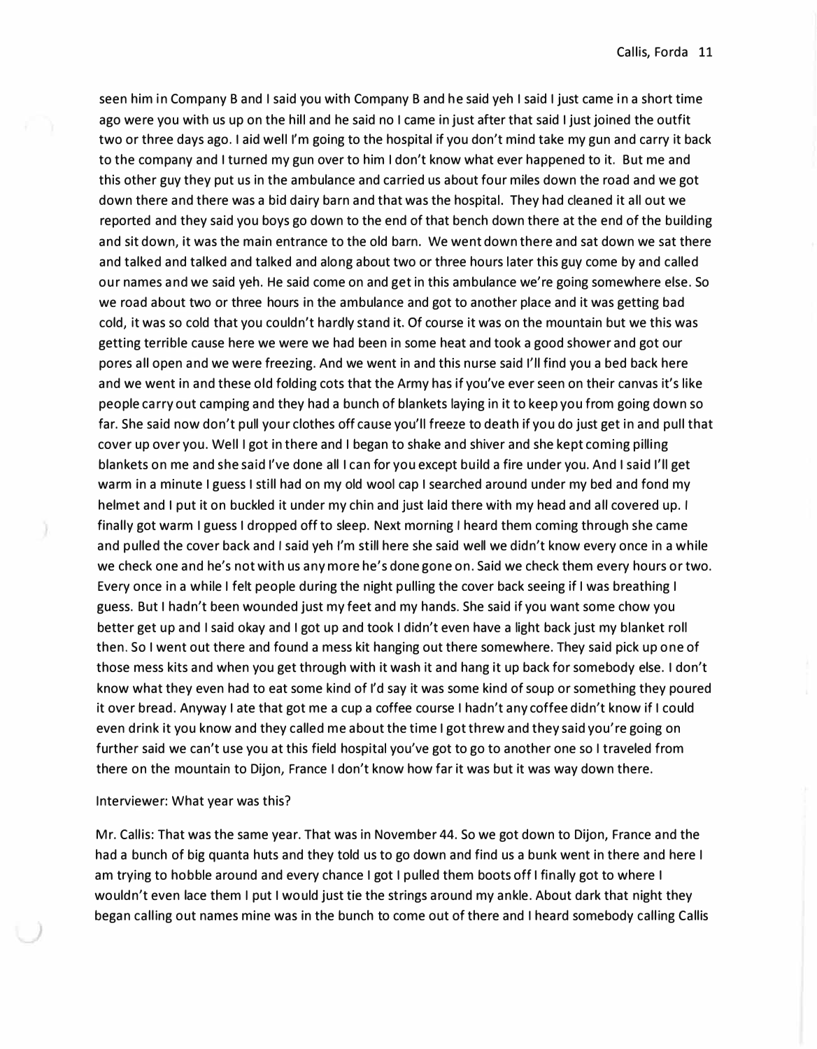seen him in Company B and I said you with Company B and he said yeh I said I just came in a short time ago were you with us up on the hill and he said no I came in just after that said I just joined the outfit two or three days ago. I aid well I'm going to the hospital if you don't mind take my gun and carry it back to the company and I turned my gun over to him I don't know what ever happened to it. But me and this other guy they put us in the ambulance and carried us about four miles down the road and we got down there and there was a bid dairy barn and that was the hospital. They had cleaned it all out we reported and they said you boys go down to the end of that bench down there at the end of the building and sit down, it was the main entrance to the old barn. We went down there and sat down we sat there and talked and talked and talked and along about two or three hours later this guy come by and called our names and we said yeh. He said come on and get in this ambulance we're going somewhere else. So we road about two or three hours in the ambulance and got to another place and it was getting bad cold, it was so cold that you couldn't hardly stand it. Of course it was on the mountain but we this was getting terrible cause here we were we had been in some heat and took a good shower and got our pores all open and we were freezing. And we went in and this nurse said I'll find you a bed back here and we went in and these old folding cots that the Army has if you've ever seen on their canvas it's like people carry out camping and they had a bunch of blankets laying in it to keep you from going down so far. She said now don't pull your clothes off cause you'll freeze to death if you do just get in and pull that cover up over you. Well I got in there and I began to shake and shiver and she kept coming pilling blankets on me and she said I've done all I can for you except build a fire under you. And I said I'll get warm in a minute I guess I still had on my old wool cap I searched around under my bed and fond my helmet and I put it on buckled it under my chin and just laid there with my head and all covered up. I finally got warm I guess I dropped off to sleep. Next morning I heard them coming through she came and pulled the cover back and I said yeh I'm still here she said well we didn't know every once in a while we check one and he's not with us any more he's done gone on. Said we check them every hours or two. Every once in a while I felt people during the night pulling the cover back seeing if I was breathing I guess. But I hadn't been wounded just my feet and my hands. She said if you want some chow you better get up and I said okay and I got up and took I didn't even have a light back just my blanket roll then. So I went out there and found a mess kit hanging out there somewhere. They said pick up one of those mess kits and when you get through with it wash it and hang it up back for somebody else. I don't know what they even had to eat some kind of I'd say it was some kind of soup or something they poured it over bread. Anyway I ate that got me a cup a coffee course I hadn't any coffee didn't know if I could even drink it you know and they called me about the time I got threw and they said you're going on further said we can't use you at this field hospital you've got to go to another one so I traveled from there on the mountain to Dijon, France I don't know how far it was but it was way down there.

Interviewer: What year was this?

Mr. Callis: That was the same year. That was in November 44. So we got down to Dijon, France and the had a bunch of big quanta huts and they told us to go down and find us a bunk went in there and here I am trying to hobble around and every chance I got I pulled them boots off I finally got to where I wouldn't even lace them I put I would just tie the strings around my ankle. About dark that night they began calling out names mine was in the bunch to come out of there and I heard somebody calling Callis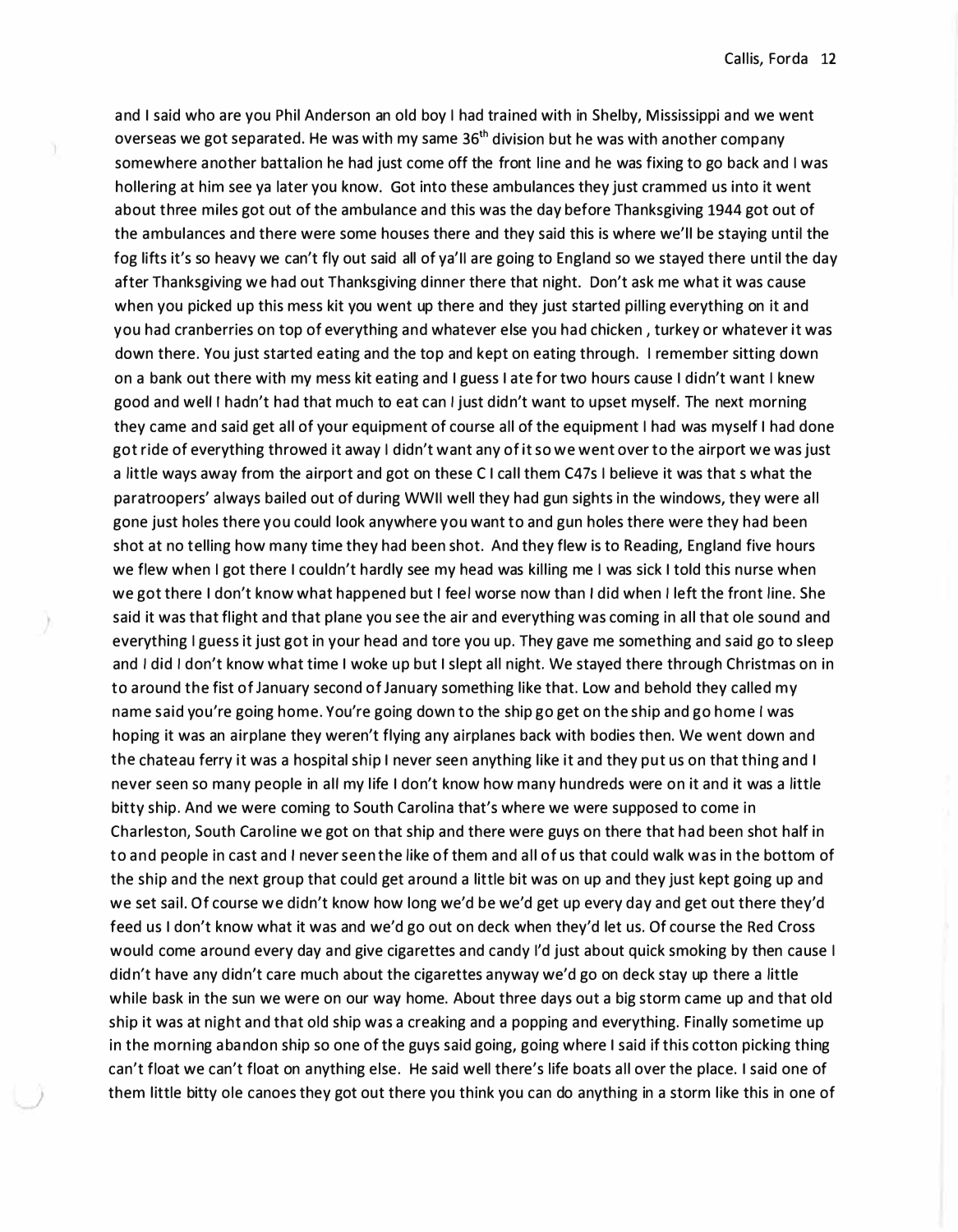and I said who are you Phil Anderson an old boy I had trained with in Shelby, Mississippi and we went overseas we got separated. He was with my same 36th division but he was with another company somewhere another battalion he had just come off the front line and he was fixing to go back and I was hollering at him see ya later you know. Got into these ambulances they just crammed us into it went about three miles got out of the ambulance and this was the day before Thanksgiving 1944 got out of the ambulances and there were some houses there and they said this is where we'll be staying until the fog lifts it's so heavy we can't fly out said all of ya'll are going to England so we stayed there until the day after Thanksgiving we had out Thanksgiving dinner there that night. Don't ask me what it was cause when you picked up this mess kit you went up there and they just started pilling everything on it and you had cranberries on top of everything and whatever else you had chicken , turkey or whatever it was down there. You just started eating and the top and kept on eating through. I remember sitting down on a bank out there with my mess kit eating and I guess I ate for two hours cause I didn't want I knew good and well I hadn't had that much to eat can I just didn't want to upset myself. The next morning they came and said get all of your equipment of course all of the equipment I had was myself I had done got ride of everything throwed it away I didn't want any of it so we went over to the airport we was just a little ways away from the airport and got on these C I call them C47s I believe it was that s what the paratroopers' always bailed out of during WWII well they had gun sights in the windows, they were all gone just holes there you could look anywhere you want to and gun holes there were they had been shot at no telling how many time they had been shot. And they flew is to Reading, England five hours we flew when I got there I couldn't hardly see my head was killing me I was sick I told this nurse when we got there I don't know what happened but I feel worse now than I did when I left the front line. She said it was that flight and that plane you see the air and everything was coming in all that ole sound and everything I guess it just got in your head and tore you up. They gave me something and said go to sleep and I did I don't know what time I woke up but I slept all night. We stayed there through Christmas on in to around the fist of January second of January something like that. Low and behold they called my name said you're going home. You're going down to the ship go get on the ship and go home I was hoping it was an airplane they weren't flying any airplanes back with bodies then. We went down and the chateau ferry it was a hospital ship I never seen anything like it and they put us on that thing and I never seen so many people in all my life I don't know how many hundreds were on it and it was a little bitty ship. And we were coming to South Carolina that's where we were supposed to come in Charleston, South Caroline we got on that ship and there were guys on there that had been shot half in to and people in cast and I never seen the like of them and all of us that could walk was in the bottom of the ship and the next group that could get around a little bit was on up and they just kept going up and we set sail. Of course we didn't know how long we'd be we'd get up every day and get out there they'd feed us I don't know what it was and we'd go out on deck when they'd let us. Of course the Red Cross would come around every day and give cigarettes and candy I'd just about quick smoking by then cause I didn't have any didn't care much about the cigarettes anyway we'd go on deck stay up there a little while bask in the sun we were on our way home. About three days out a big storm came up and that old ship it was at night and that old ship was a creaking and a popping and everything. Finally sometime up in the morning abandon ship so one of the guys said going, going where I said if this cotton picking thing can't float we can't float on anything else. He said well there's life boats all over the place. I said one of them little bitty ole canoes they got out there you think you can do anything in a storm like this in one of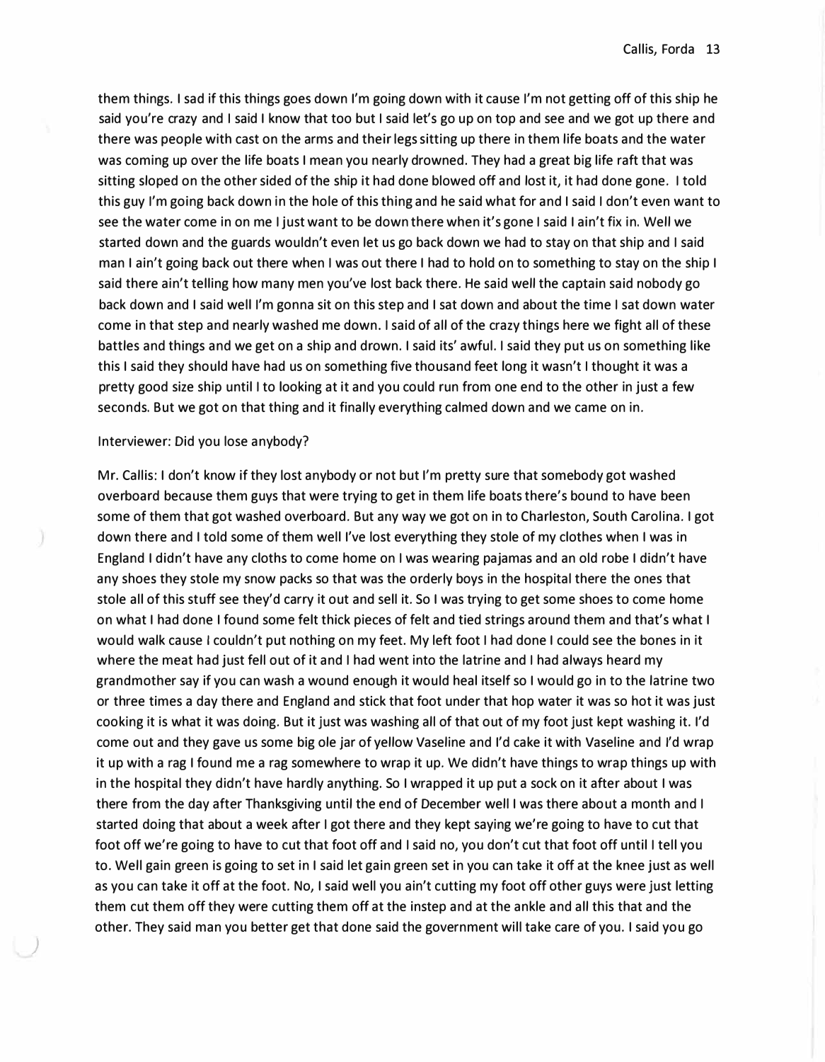them things. I sad if this things goes down I'm going down with it cause I'm not getting off of this ship he said you're crazy and I said I know that too but I said let's go up on top and see and we got up there and there was people with cast on the arms and their legs sitting up there in them life boats and the water was coming up over the life boats I mean you nearly drowned. They had a great big life raft that was sitting sloped on the other sided of the ship it had done blowed off and lost it, it had done gone. I told this guy I'm going back down in the hole of this thing and he said what for and I said I don't even want to see the water come in on me I just want to be down there when it's gone I said I ain't fix in. Well we started down and the guards wouldn't even let us go back down we had to stay on that ship and I said man I ain't going back out there when I was out there I had to hold on to something to stay on the ship I said there ain't telling how many men you've lost back there. He said well the captain said nobody go back down and I said well I'm gonna sit on this step and I sat down and about the time I sat down water come in that step and nearly washed me down. I said of all of the crazy things here we fight all of these battles and things and we get on a ship and drown. I said its' awful. I said they put us on something like this I said they should have had us on something five thousand feet long it wasn't I thought it was a pretty good size ship until I to looking at it and you could run from one end to the other in just a few seconds. But we got on that thing and it finally everything calmed down and we came on in.

Interviewer: Did you lose anybody?

Mr. Callis: I don't know if they lost anybody or not but I'm pretty sure that somebody got washed overboard because them guys that were trying to get in them life boats there's bound to have been some of them that got washed overboard. But any way we got on in to Charleston, South Carolina. I got down there and I told some of them well I've lost everything they stole of my clothes when I was in England I didn't have any cloths to come home on I was wearing pajamas and an old robe I didn't have any shoes they stole my snow packs so that was the orderly boys in the hospital there the ones that stole all of this stuff see they'd carry it out and sell it. So I was trying to get some shoes to come home on what I had done I found some felt thick pieces of felt and tied strings around them and that's what I would walk cause I couldn't put nothing on my feet. My left foot I had done I could see the bones in it where the meat had just fell out of it and I had went into the latrine and I had always heard my grandmother say if you can wash a wound enough it would heal itself so I would go in to the latrine two or three times a day there and England and stick that foot under that hop water it was so hot it was just cooking it is what it was doing. But it just was washing all of that out of my foot just kept washing it. I'd come out and they gave us some big ole jar of yellow Vaseline and I'd cake it with Vaseline and I'd wrap it up with a rag I found me a rag somewhere to wrap it up. We didn't have things to wrap things up with in the hospital they didn't have hardly anything. So I wrapped it up put a sock on it after about I was there from the day after Thanksgiving until the end of December well I was there about a month and I started doing that about a week after I got there and they kept saying we're going to have to cut that foot off we're going to have to cut that foot off and I said no, you don't cut that foot off until I tell you to. Well gain green is going to set in I said let gain green set in you can take it off at the knee just as well as you can take it off at the foot. No, I said well you ain't cutting my foot off other guys were just letting them cut them off they were cutting them off at the instep and at the ankle and all this that and the other. They said man you better get that done said the government will take care of you. I said you go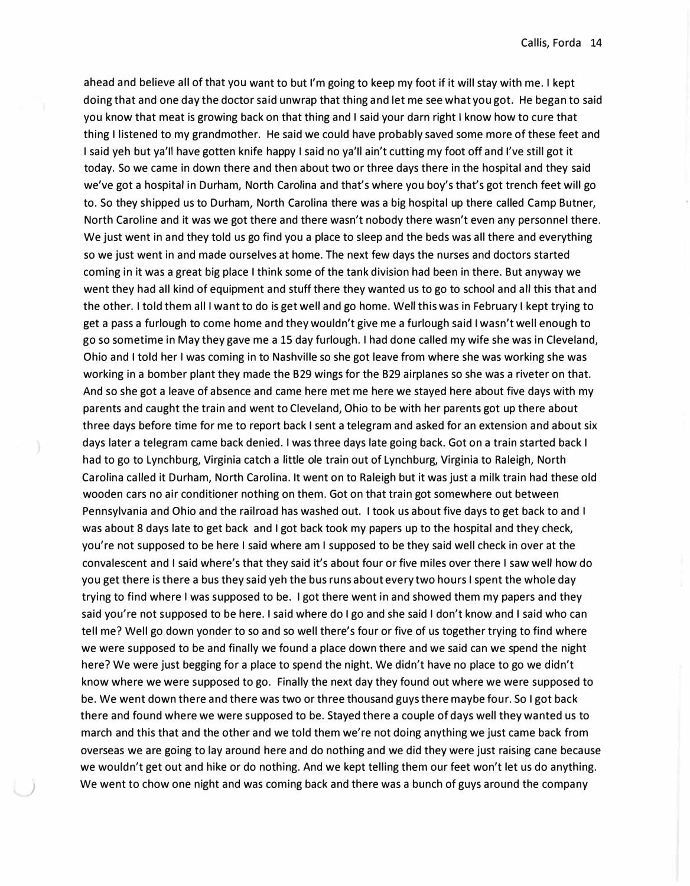ahead and believe all of that you want to but I'm going to keep my foot if it will stay with me. I kept doing that and one day the doctor said unwrap that thing and let me see what you got. He began to said you know that meat is growing back on that thing and I said your darn right I know how to cure that thing I listened to my grandmother. He said we could have probably saved some more of these feet and I said yeh but ya'll have gotten knife happy I said no ya'll ain't cutting my foot off and I've still got it today. So we came in down there and then about two or three days there in the hospital and they said we've got a hospital in Durham, North Carolina and that's where you boy's that's got trench feet will go to. So they shipped us to Durham, North Carolina there was a big hospital up there called Camp Butner, North Caroline and it was we got there and there wasn't nobody there wasn't even any personnel there. We just went in and they told us go find you a place to sleep and the beds was all there and everything so we just went in and made ourselves at home. The next few days the nurses and doctors started coming in it was a great big place I think some of the tank division had been in there. But anyway we went they had all kind of equipment and stuff there they wanted us to go to school and all this that and the other. I told them all I want to do is get well and go home. Well this was in February I kept trying to get a pass a furlough to come home and they wouldn't give me a furlough said I wasn't well enough to go so sometime in May they gave me a 15 day furlough. I had done called my wife she was in Cleveland, Ohio and I told her I was coming in to Nashville so she got leave from where she was working she was working in a bomber plant they made the B29 wings for the B29 airplanes so she was a riveter on that. And so she got a leave of absence and came here met me here we stayed here about five days with my parents and caught the train and went to Cleveland, Ohio to be with her parents got up there about three days before time for me to report back I sent a telegram and asked for an extension and about six days later a telegram came back denied. I was three days late going back. Got on a train started back I had to go to Lynchburg, Virginia catch a little ole train out of Lynchburg, Virginia to Raleigh, North Carolina called it Durham, North Carolina. It went on to Raleigh but it was just a milk train had these old wooden cars no air conditioner nothing on them. Got on that train got somewhere out between Pennsylvania and Ohio and the railroad has washed out. I took us about five days to get back to and I was about 8 days late to get back and I got back took my papers up to the hospital and they check, you're not supposed to be here I said where am I supposed to be they said well check in over at the convalescent and I said where's that they said it's about four or five miles over there I saw well how do you get there is there a bus they said yeh the bus runs about every two hours I spent the whole day trying to find where I was supposed to be. I got there went in and showed them my papers and they said you're not supposed to be here. I said where do I go and she said I don't know and I said who can tell me? Well go down yonder to so and so well there's four or five of us together trying to find where we were supposed to be and finally we found a place down there and we said can we spend the night here? We were just begging for a place to spend the night. We didn't have no place to go we didn't know where we were supposed to go. Finally the next day they found out where we were supposed to be. We went down there and there was two or three thousand guys there maybe four. So I got back there and found where we were supposed to be. Stayed there a couple of days well they wanted us to march and this that and the other and we told them we're not doing anything we just came back from overseas we are going to lay around here and do nothing and we did they were just raising cane because we wouldn't get out and hike or do nothing. And we kept telling them our feet won't let us do anything. We went to chow one night and was coming back and there was a bunch of guys around the company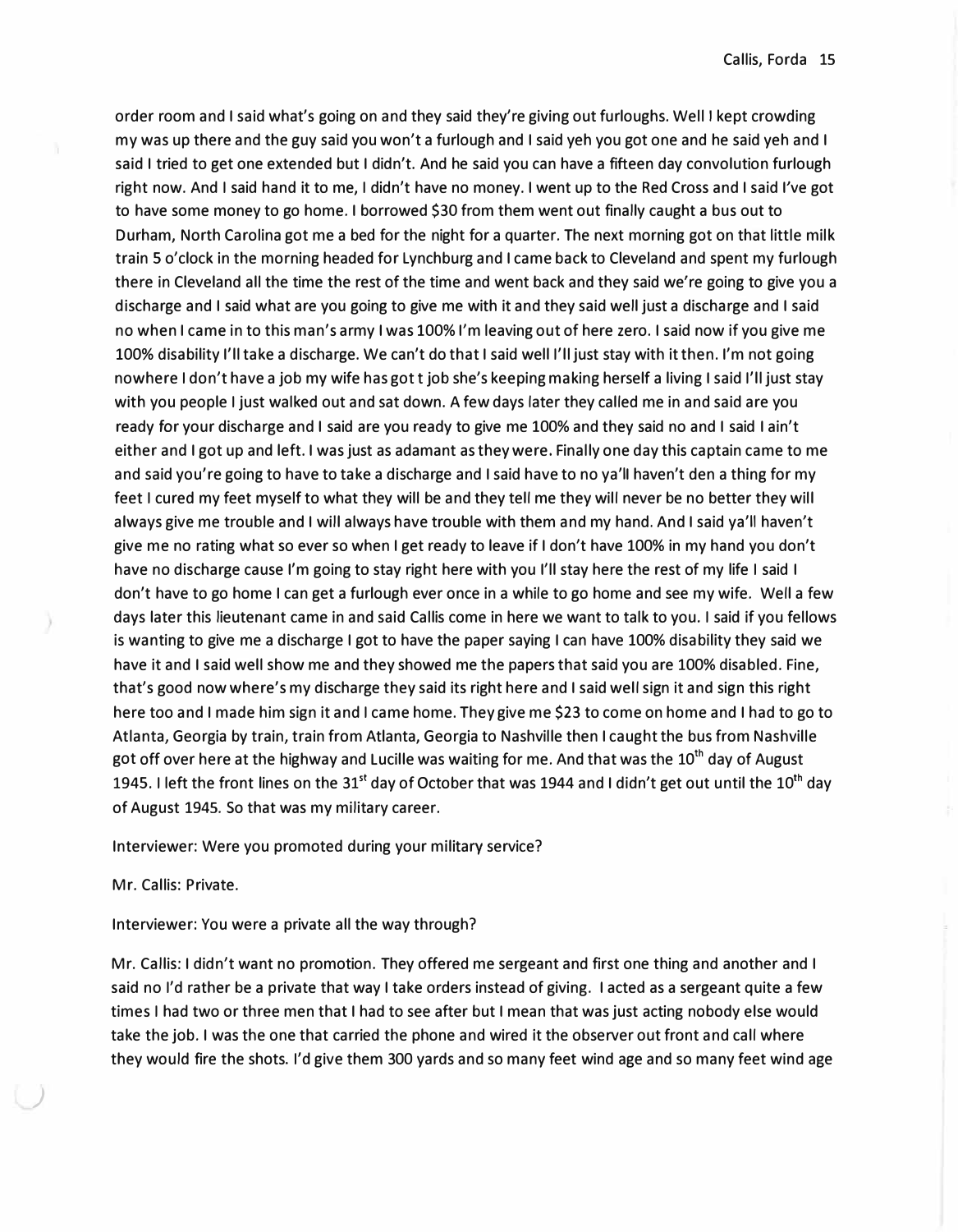order room and I said what's going on and they said they're giving out furloughs. Well I kept crowding my was up there and the guy said you won't a furlough and I said yeh you got one and he said yeh and I said I tried to get one extended but I didn't. And he said you can have a fifteen day convolution furlough right now. And I said hand it to me, I didn't have no money. I went up to the Red Cross and I said I've got to have some money to go home. I borrowed $30 from them went out finally caught a bus out to Durham, North Carolina got me a bed for the night for a quarter. The next morning got on that little milk train 5 o'clock in the morning headed for Lynchburg and I came back to Cleveland and spent my furlough there in Cleveland all the time the rest of the time and went back and they said we're going to give you a discharge and I said what are you going to give me with it and they said well just a discharge and I said no when I came in to this man's army I was 100% I'm leaving out of here zero. I said now if you give me 100% disability I'll take a discharge. We can't do that I said well I'll just stay with it then. I'm not going nowhere I don't have a job my wife has got t job she's keeping making herself a living I said I'll just stay with you people I just walked out and sat down. A few days later they called me in and said are you ready for your discharge and I said are you ready to give me 100% and they said no and I said I ain't either and I got up and left. I was just as adamant as they were. Finally one day this captain came to me and said you're going to have to take a discharge and I said have to no ya'll haven't den a thing for my feet I cured my feet myself to what they will be and they tell me they will never be no better they will always give me trouble and I will always have trouble with them and my hand. And I said ya'll haven't give me no rating what so ever so when I get ready to leave if I don't have 100% in my hand you don't have no discharge cause I'm going to stay right here with you I'll stay here the rest of my life I said I don't have to go home I can get a furlough ever once in a while to go home and see my wife. Well a few days later this lieutenant came in and said Callis come in here we want to talk to you. I said if you fellows is wanting to give me a discharge I got to have the paper saying I can have 100% disability they said we have it and I said well show me and they showed me the papers that said you are 100% disabled. Fine, that's good now where's my discharge they said its right here and I said well sign it and sign this right here too and I made him sign it and I came home. They give me $23 to come on home and I had to go to Atlanta, Georgia by train, train from Atlanta, Georgia to Nashville then I caught the bus from Nashville got off over here at the highway and Lucille was waiting for me. And that was the 10th day of August 1945. I left the front lines on the 31st day of October that was 1944 and I didn't get out until the 10th day of August 1945. So that was my military career.

Interviewer: Were you promoted during your military service?

Mr. Callis: Private.

Interviewer: You were a private all the way through?

Mr. Callis: I didn't want no promotion. They offered me sergeant and first one thing and another and I said no I'd rather be a private that way I take orders instead of giving. I acted as a sergeant quite a few times I had two or three men that I had to see after but I mean that was just acting nobody else would take the job. I was the one that carried the phone and wired it the observer out front and call where they would fire the shots. I'd give them 300 yards and so many feet wind age and so many feet wind age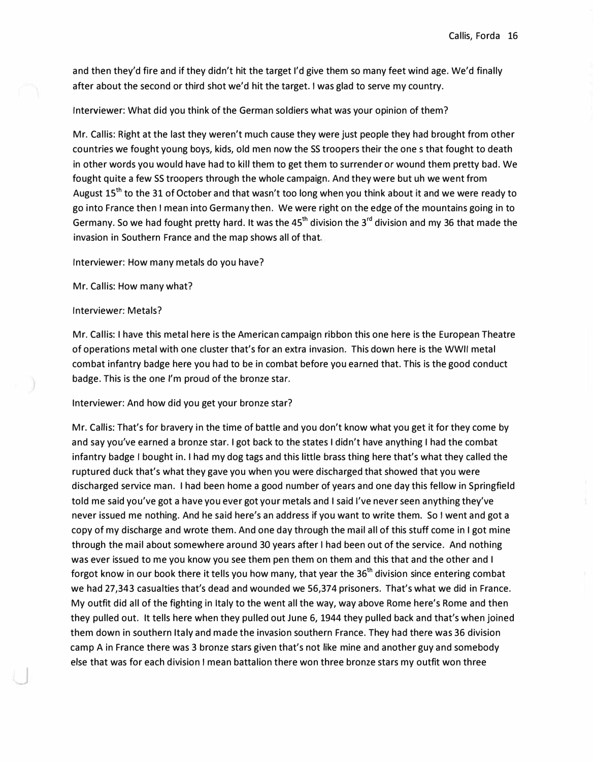and then they'd fire and if they didn't hit the target I'd give them so many feet wind age. We'd finally after about the second or third shot we'd hit the target. I was glad to serve my country.

Interviewer: What did you think of the German soldiers what was your opinion of them?

Mr. Callis: Right at the last they weren't much cause they were just people they had brought from other countries we fought young boys, kids, old men now the SS troopers their the one s that fought to death in other words you would have had to kill them to get them to surrender or wound them pretty bad. We fought quite a few SS troopers through the whole campaign. And they were but uh we went from August 15th to the 31 of October and that wasn't too long when you think about it and we were ready to go into France then I mean into Germany then. We were right on the edge of the mountains going in to Germany. So we had fought pretty hard. It was the 45th division the 3rd division and my 36 that made the invasion in Southern France and the map shows all of that.

Interviewer: How many metals do you have?

Mr. Callis: How many what?

Interviewer: Metals?

Mr. Callis: I have this metal here is the American campaign ribbon this one here is the European Theatre of operations metal with one cluster that's for an extra invasion. This down here is the WWII metal combat infantry badge here you had to be in combat before you earned that. This is the good conduct badge. This is the one I'm proud of the bronze star.

Interviewer: And how did you get your bronze star?

Mr. Callis: That's for bravery in the time of battle and you don't know what you get it for they come by and say you've earned a bronze star. I got back to the states I didn't have anything I had the combat infantry badge I bought in. I had my dog tags and this little brass thing here that's what they called the ruptured duck that's what they gave you when you were discharged that showed that you were discharged service man. I had been home a good number of years and one day this fellow in Springfield told me said you've got a have you ever got your metals and I said I've never seen anything they've never issued me nothing. And he said here's an address if you want to write them. So I went and got a copy of my discharge and wrote them. And one day through the mail all of this stuff come in I got mine through the mail about somewhere around 30 years after I had been out of the service. And nothing was ever issued to me you know you see them pen them on them and this that and the other and I forgot know in our book there it tells you how many, that year the 36th division since entering combat we had 27,343 casualties that's dead and wounded we 56,374 prisoners. That's what we did in France. My outfit did all of the fighting in Italy to the went all the way, way above Rome here's Rome and then they pulled out. It tells here when they pulled out June 6, 1944 they pulled back and that's when joined them down in southern Italy and made the invasion southern France. They had there was 36 division camp A in France there was 3 bronze stars given that's not like mine and another guy and somebody else that was for each division I mean battalion there won three bronze stars my outfit won three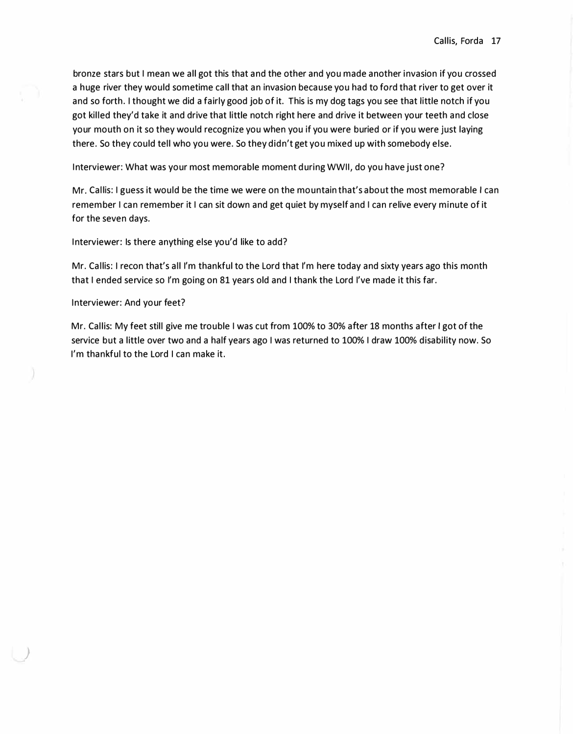bronze stars but I mean we all got this that and the other and you made another invasion if you crossed a huge river they would sometime call that an invasion because you had to ford that river to get over it and so forth. I thought we did a fairly good job of it. This is my dog tags you see that little notch if you got killed they'd take it and drive that little notch right here and drive it between your teeth and close your mouth on it so they would recognize you when you if you were buried or if you were just laying there. So they could tell who you were. So they didn't get you mixed up with somebody else.

Interviewer: What was your most memorable moment during WWII, do you have just one?

Mr. Callis: I guess it would be the time we were on the mountain that's about the most memorable I can remember I can remember it I can sit down and get quiet by myself and I can relive every minute of it for the seven days.

Interviewer: Is there anything else you'd like to add?

Mr. Callis: I recon that's all I'm thankful to the Lord that I'm here today and sixty years ago this month that I ended service so I'm going on 81 years old and I thank the Lord I've made it this far.

Interviewer: And your feet?

Mr. Callis: My feet still give me trouble I was cut from 100% to 30% after 18 months after I got of the service but a little over two and a half years ago I was returned to 100% I draw 100% disability now. So I'm thankful to the Lord I can make it.